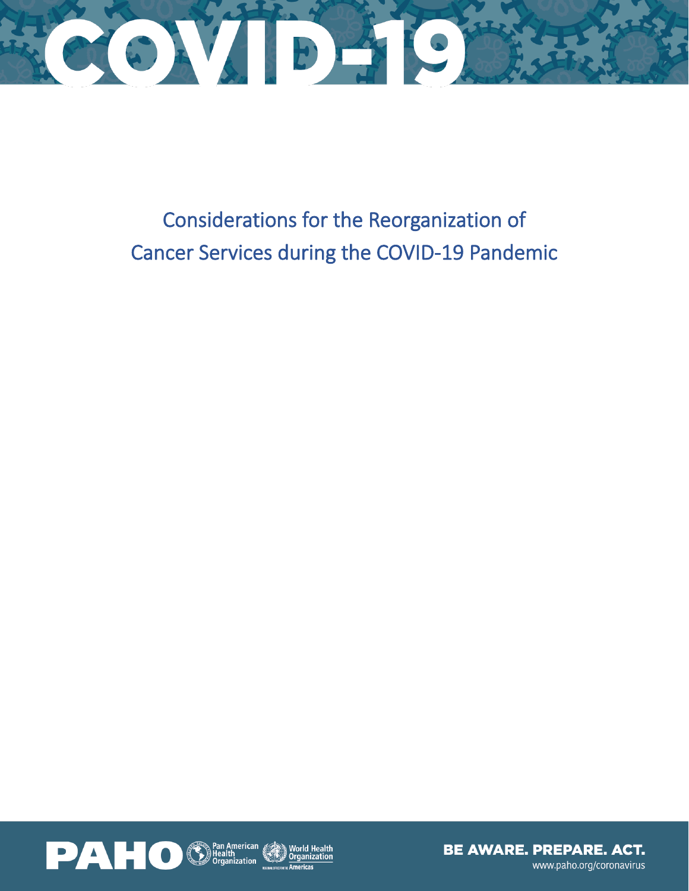# COVID-19

## Considerations for the Reorganization of Cancer Services during the COVID-19 Pandemic

PAHO Pan American Health Organization | World Health Organization Regional Office for the Americas

BE AWARE. PREPARE. ACT.
www.paho.org/coronavirus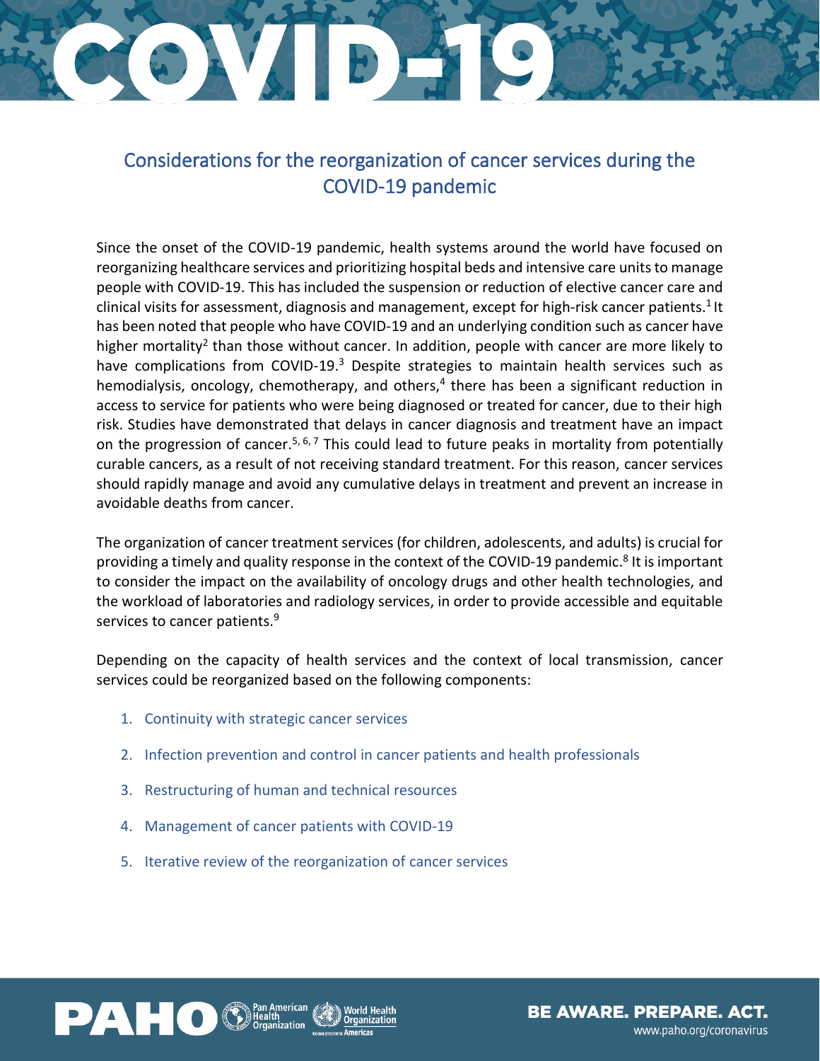# Considerations for the reorganization of cancer services during the COVID-19 pandemic

Since the onset of the COVID-19 pandemic, health systems around the world have focused on reorganizing healthcare services and prioritizing hospital beds and intensive care units to manage people with COVID-19. This has included the suspension or reduction of elective cancer care and clinical visits for assessment, diagnosis and management, except for high-risk cancer patients.[1] It has been noted that people who have COVID-19 and an underlying condition such as cancer have higher mortality[2] than those without cancer. In addition, people with cancer are more likely to have complications from COVID-19.[3] Despite strategies to maintain health services such as hemodialysis, oncology, chemotherapy, and others,[4] there has been a significant reduction in access to service for patients who were being diagnosed or treated for cancer, due to their high risk. Studies have demonstrated that delays in cancer diagnosis and treatment have an impact on the progression of cancer.[5, 6, 7] This could lead to future peaks in mortality from potentially curable cancers, as a result of not receiving standard treatment. For this reason, cancer services should rapidly manage and avoid any cumulative delays in treatment and prevent an increase in avoidable deaths from cancer.

The organization of cancer treatment services (for children, adolescents, and adults) is crucial for providing a timely and quality response in the context of the COVID-19 pandemic.[8] It is important to consider the impact on the availability of oncology drugs and other health technologies, and the workload of laboratories and radiology services, in order to provide accessible and equitable services to cancer patients.[9]

Depending on the capacity of health services and the context of local transmission, cancer services could be reorganized based on the following components:

1. Continuity with strategic cancer services
2. Infection prevention and control in cancer patients and health professionals
3. Restructuring of human and technical resources
4. Management of cancer patients with COVID-19
5. Iterative review of the reorganization of cancer services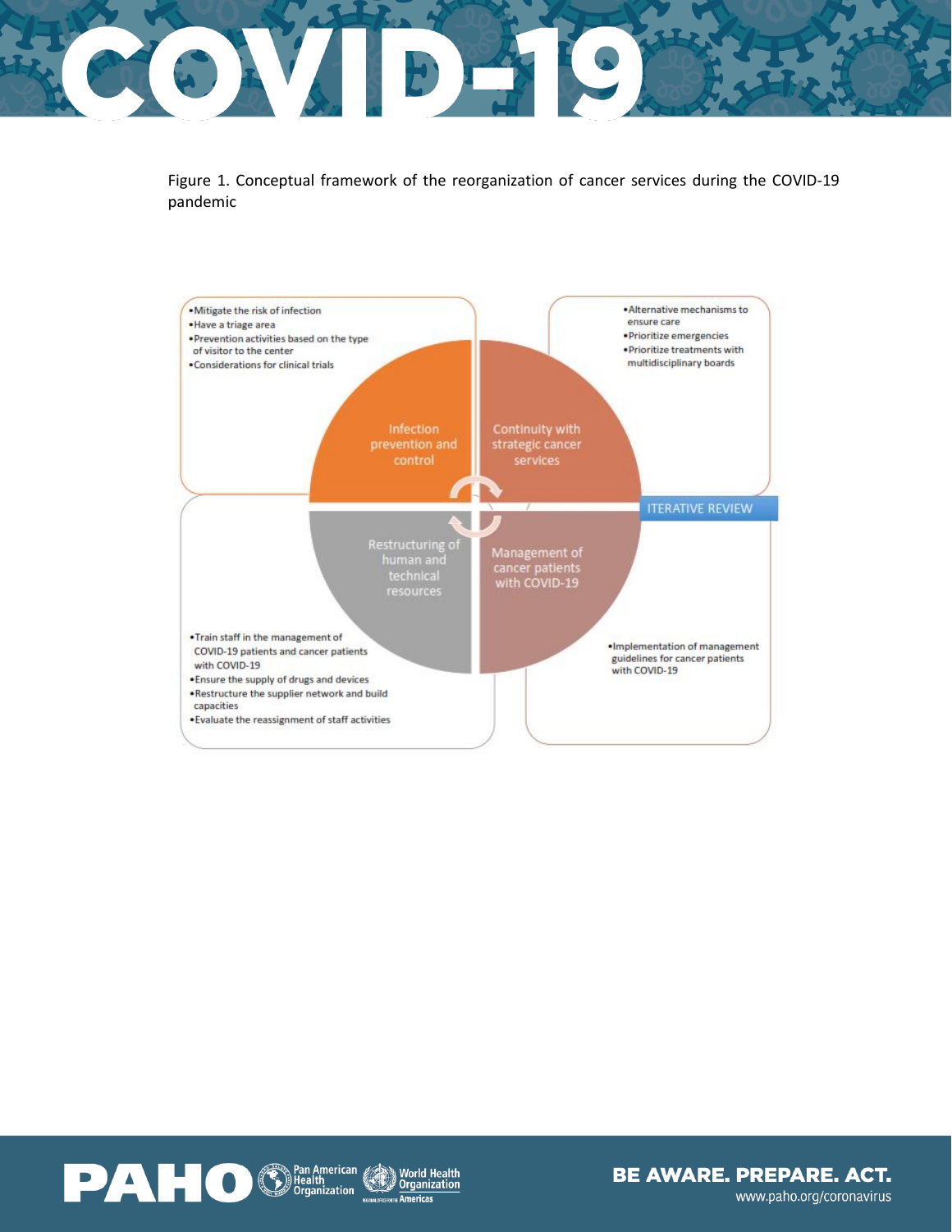Figure 1. Conceptual framework of the reorganization of cancer services during the COVID-19 pandemic

**Infection prevention and control**

- Mitigate the risk of infection
- Have a triage area
- Prevention activities based on the type of visitor to the center
- Considerations for clinical trials

**Continuity with strategic cancer services**

- Alternative mechanisms to ensure care
- Prioritize emergencies
- Prioritize treatments with multidisciplinary boards

**ITERATIVE REVIEW**

**Restructuring of human and technical resources**

- Train staff in the management of COVID-19 patients and cancer patients with COVID-19
- Ensure the supply of drugs and devices
- Restructure the supplier network and build capacities
- Evaluate the reassignment of staff activities

**Management of cancer patients with COVID-19**

- Implementation of management guidelines for cancer patients with COVID-19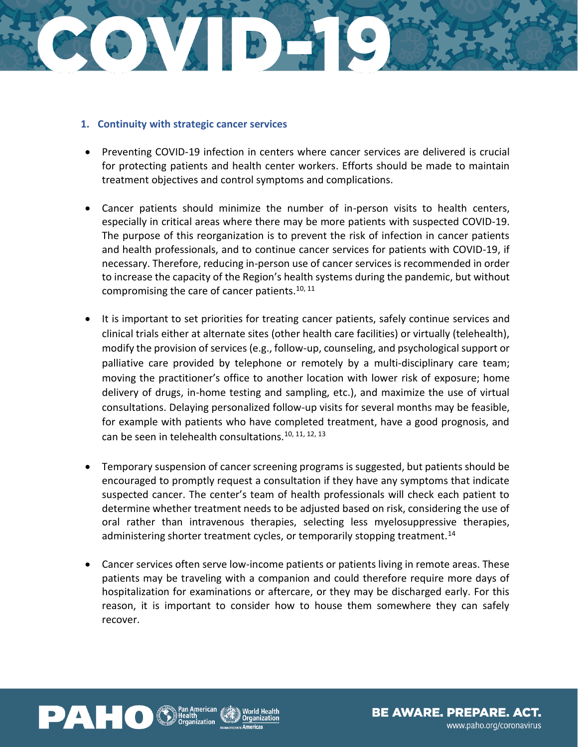## 1. Continuity with strategic cancer services

- Preventing COVID-19 infection in centers where cancer services are delivered is crucial for protecting patients and health center workers. Efforts should be made to maintain treatment objectives and control symptoms and complications.

- Cancer patients should minimize the number of in-person visits to health centers, especially in critical areas where there may be more patients with suspected COVID-19. The purpose of this reorganization is to prevent the risk of infection in cancer patients and health professionals, and to continue cancer services for patients with COVID-19, if necessary. Therefore, reducing in-person use of cancer services is recommended in order to increase the capacity of the Region's health systems during the pandemic, but without compromising the care of cancer patients.[10, 11]

- It is important to set priorities for treating cancer patients, safely continue services and clinical trials either at alternate sites (other health care facilities) or virtually (telehealth), modify the provision of services (e.g., follow-up, counseling, and psychological support or palliative care provided by telephone or remotely by a multi-disciplinary care team; moving the practitioner's office to another location with lower risk of exposure; home delivery of drugs, in-home testing and sampling, etc.), and maximize the use of virtual consultations. Delaying personalized follow-up visits for several months may be feasible, for example with patients who have completed treatment, have a good prognosis, and can be seen in telehealth consultations.[10, 11, 12, 13]

- Temporary suspension of cancer screening programs is suggested, but patients should be encouraged to promptly request a consultation if they have any symptoms that indicate suspected cancer. The center's team of health professionals will check each patient to determine whether treatment needs to be adjusted based on risk, considering the use of oral rather than intravenous therapies, selecting less myelosuppressive therapies, administering shorter treatment cycles, or temporarily stopping treatment.[14]

- Cancer services often serve low-income patients or patients living in remote areas. These patients may be traveling with a companion and could therefore require more days of hospitalization for examinations or aftercare, or they may be discharged early. For this reason, it is important to consider how to house them somewhere they can safely recover.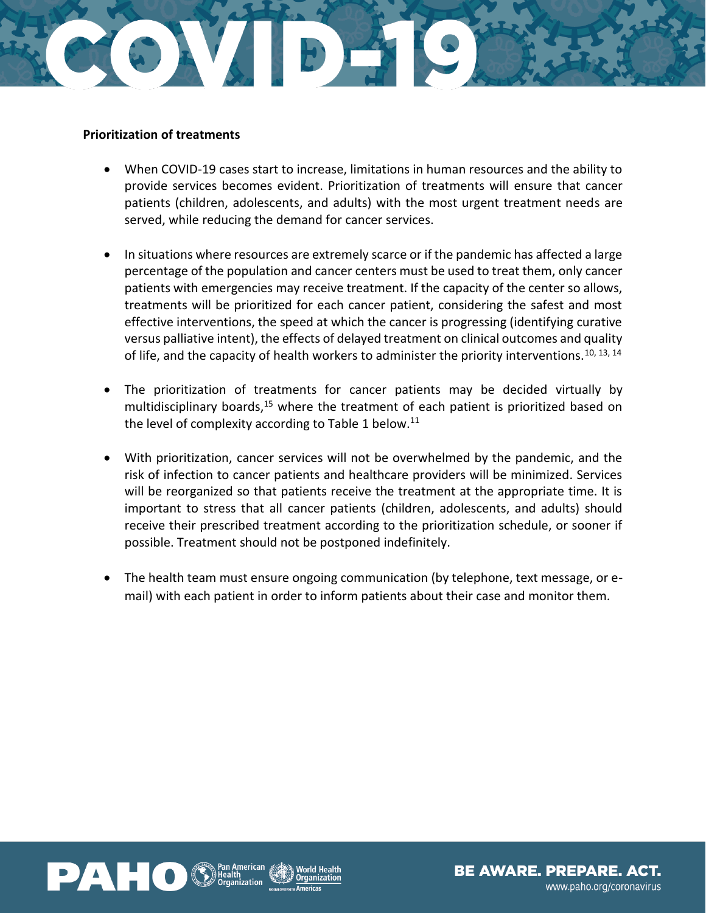**Prioritization of treatments**

- When COVID-19 cases start to increase, limitations in human resources and the ability to provide services becomes evident. Prioritization of treatments will ensure that cancer patients (children, adolescents, and adults) with the most urgent treatment needs are served, while reducing the demand for cancer services.

- In situations where resources are extremely scarce or if the pandemic has affected a large percentage of the population and cancer centers must be used to treat them, only cancer patients with emergencies may receive treatment. If the capacity of the center so allows, treatments will be prioritized for each cancer patient, considering the safest and most effective interventions, the speed at which the cancer is progressing (identifying curative versus palliative intent), the effects of delayed treatment on clinical outcomes and quality of life, and the capacity of health workers to administer the priority interventions.[10, 13, 14]

- The prioritization of treatments for cancer patients may be decided virtually by multidisciplinary boards,[15] where the treatment of each patient is prioritized based on the level of complexity according to Table 1 below.[11]

- With prioritization, cancer services will not be overwhelmed by the pandemic, and the risk of infection to cancer patients and healthcare providers will be minimized. Services will be reorganized so that patients receive the treatment at the appropriate time. It is important to stress that all cancer patients (children, adolescents, and adults) should receive their prescribed treatment according to the prioritization schedule, or sooner if possible. Treatment should not be postponed indefinitely.

- The health team must ensure ongoing communication (by telephone, text message, or e-mail) with each patient in order to inform patients about their case and monitor them.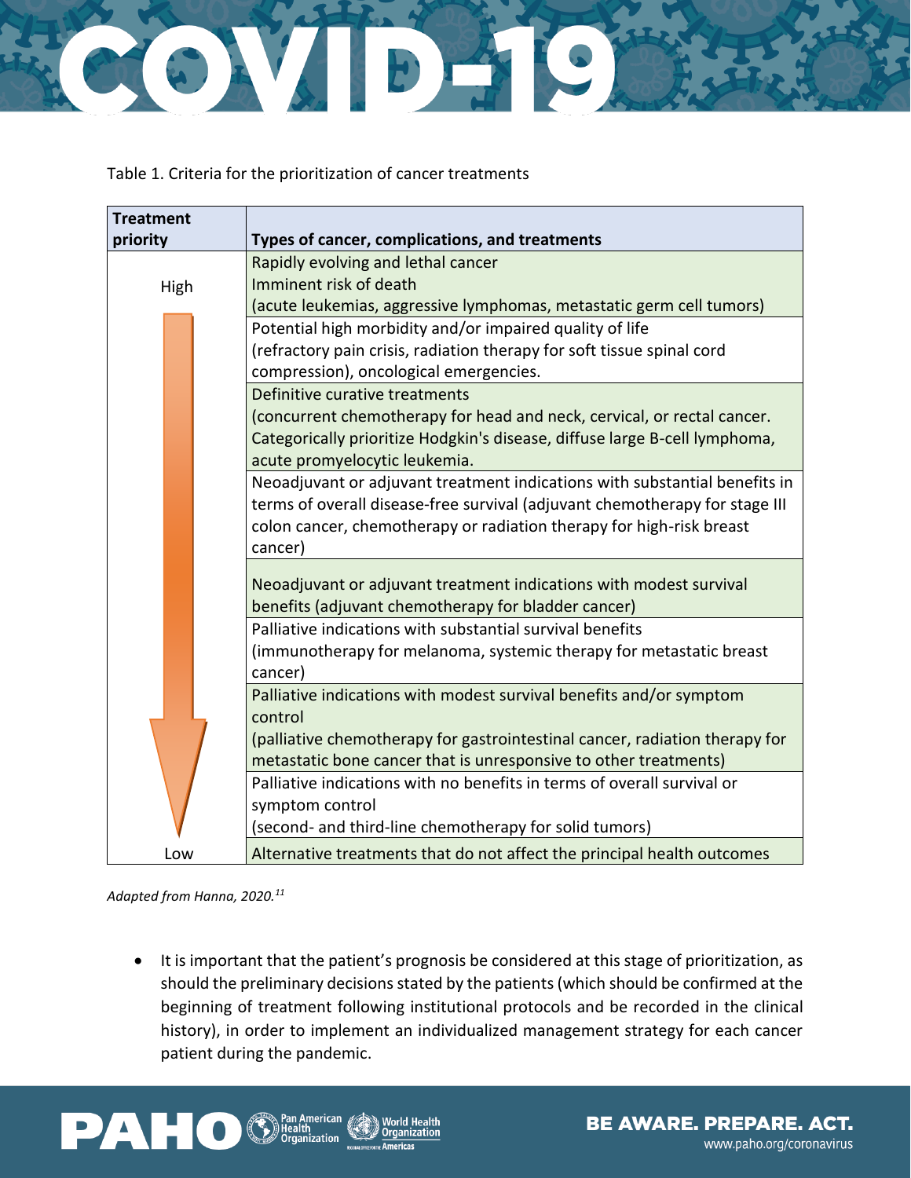Table 1. Criteria for the prioritization of cancer treatments

| Treatment priority | Types of cancer, complications, and treatments |
|---|---|
| High | Rapidly evolving and lethal cancer<br>Imminent risk of death<br>(acute leukemias, aggressive lymphomas, metastatic germ cell tumors) |
| | Potential high morbidity and/or impaired quality of life<br>(refractory pain crisis, radiation therapy for soft tissue spinal cord compression), oncological emergencies. |
| | Definitive curative treatments<br>(concurrent chemotherapy for head and neck, cervical, or rectal cancer. Categorically prioritize Hodgkin's disease, diffuse large B-cell lymphoma, acute promyelocytic leukemia. |
| | Neoadjuvant or adjuvant treatment indications with substantial benefits in terms of overall disease-free survival (adjuvant chemotherapy for stage III colon cancer, chemotherapy or radiation therapy for high-risk breast cancer) |
| | Neoadjuvant or adjuvant treatment indications with modest survival benefits (adjuvant chemotherapy for bladder cancer) |
| | Palliative indications with substantial survival benefits<br>(immunotherapy for melanoma, systemic therapy for metastatic breast cancer) |
| | Palliative indications with modest survival benefits and/or symptom control<br>(palliative chemotherapy for gastrointestinal cancer, radiation therapy for metastatic bone cancer that is unresponsive to other treatments) |
| | Palliative indications with no benefits in terms of overall survival or symptom control<br>(second- and third-line chemotherapy for solid tumors) |
| Low | Alternative treatments that do not affect the principal health outcomes |

*Adapted from Hanna, 2020.[11]*

- It is important that the patient's prognosis be considered at this stage of prioritization, as should the preliminary decisions stated by the patients (which should be confirmed at the beginning of treatment following institutional protocols and be recorded in the clinical history), in order to implement an individualized management strategy for each cancer patient during the pandemic.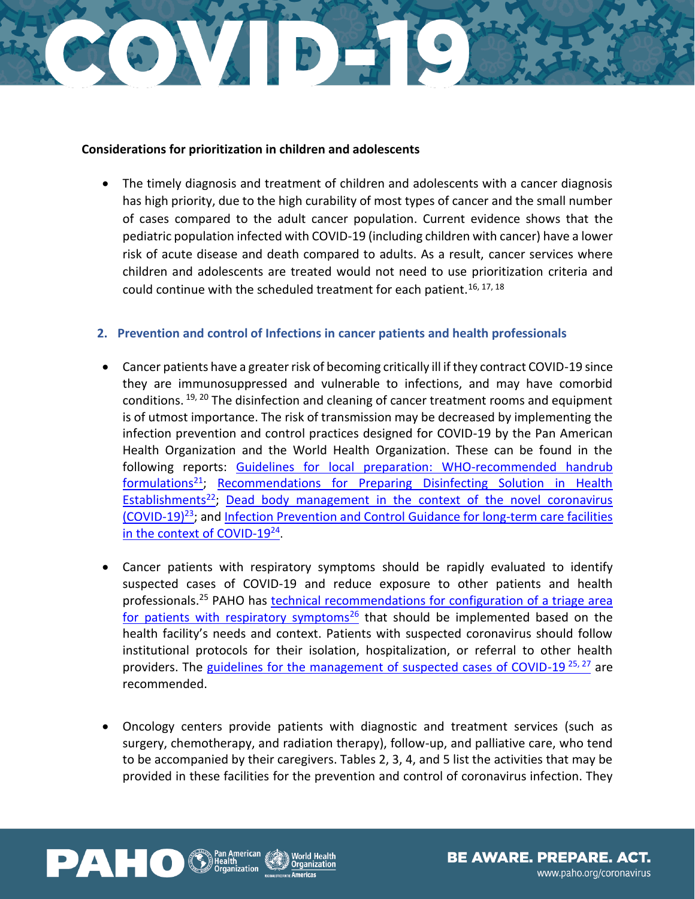**Considerations for prioritization in children and adolescents**

- The timely diagnosis and treatment of children and adolescents with a cancer diagnosis has high priority, due to the high curability of most types of cancer and the small number of cases compared to the adult cancer population. Current evidence shows that the pediatric population infected with COVID-19 (including children with cancer) have a lower risk of acute disease and death compared to adults. As a result, cancer services where children and adolescents are treated would not need to use prioritization criteria and could continue with the scheduled treatment for each patient.[16, 17, 18]

## 2. Prevention and control of Infections in cancer patients and health professionals

- Cancer patients have a greater risk of becoming critically ill if they contract COVID-19 since they are immunosuppressed and vulnerable to infections, and may have comorbid conditions.[19, 20] The disinfection and cleaning of cancer treatment rooms and equipment is of utmost importance. The risk of transmission may be decreased by implementing the infection prevention and control practices designed for COVID-19 by the Pan American Health Organization and the World Health Organization. These can be found in the following reports: Guidelines for local preparation: WHO-recommended handrub formulations[21]; Recommendations for Preparing Disinfecting Solution in Health Establishments[22]; Dead body management in the context of the novel coronavirus (COVID-19)[23]; and Infection Prevention and Control Guidance for long-term care facilities in the context of COVID-19[24].

- Cancer patients with respiratory symptoms should be rapidly evaluated to identify suspected cases of COVID-19 and reduce exposure to other patients and health professionals.[25] PAHO has technical recommendations for configuration of a triage area for patients with respiratory symptoms[26] that should be implemented based on the health facility's needs and context. Patients with suspected coronavirus should follow institutional protocols for their isolation, hospitalization, or referral to other health providers. The guidelines for the management of suspected cases of COVID-19 [25, 27] are recommended.

- Oncology centers provide patients with diagnostic and treatment services (such as surgery, chemotherapy, and radiation therapy), follow-up, and palliative care, who tend to be accompanied by their caregivers. Tables 2, 3, 4, and 5 list the activities that may be provided in these facilities for the prevention and control of coronavirus infection. They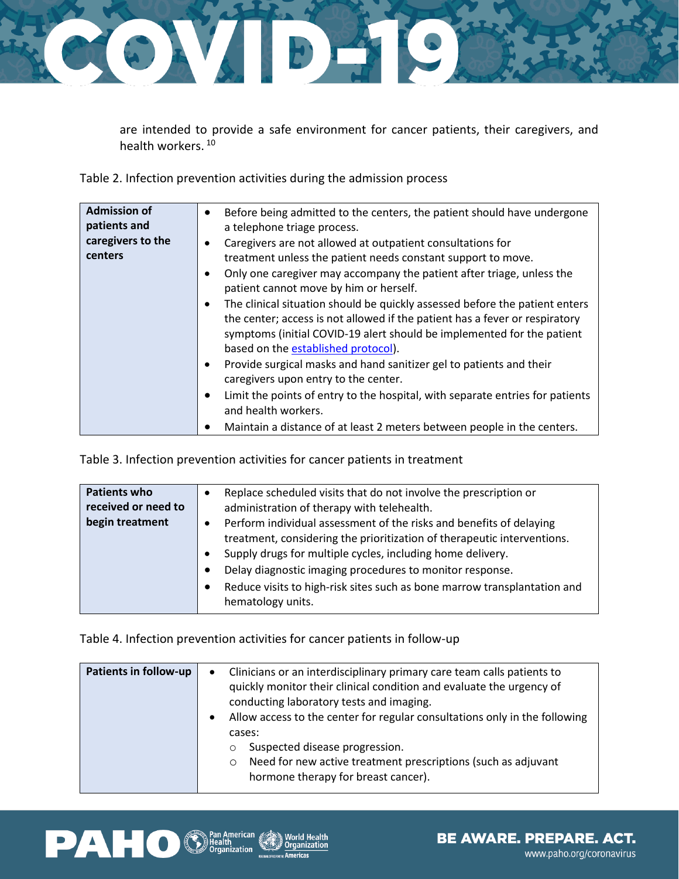are intended to provide a safe environment for cancer patients, their caregivers, and health workers. [10]

Table 2. Infection prevention activities during the admission process

| Admission of patients and caregivers to the centers | • Before being admitted to the centers, the patient should have undergone a telephone triage process.<br>• Caregivers are not allowed at outpatient consultations for treatment unless the patient needs constant support to move.<br>• Only one caregiver may accompany the patient after triage, unless the patient cannot move by him or herself.<br>• The clinical situation should be quickly assessed before the patient enters the center; access is not allowed if the patient has a fever or respiratory symptoms (initial COVID-19 alert should be implemented for the patient based on the established protocol).<br>• Provide surgical masks and hand sanitizer gel to patients and their caregivers upon entry to the center.<br>• Limit the points of entry to the hospital, with separate entries for patients and health workers.<br>• Maintain a distance of at least 2 meters between people in the centers. |
|---|---|

Table 3. Infection prevention activities for cancer patients in treatment

| Patients who received or need to begin treatment | • Replace scheduled visits that do not involve the prescription or administration of therapy with telehealth.<br>• Perform individual assessment of the risks and benefits of delaying treatment, considering the prioritization of therapeutic interventions.<br>• Supply drugs for multiple cycles, including home delivery.<br>• Delay diagnostic imaging procedures to monitor response.<br>• Reduce visits to high-risk sites such as bone marrow transplantation and hematology units. |
|---|---|

Table 4. Infection prevention activities for cancer patients in follow-up

| Patients in follow-up | • Clinicians or an interdisciplinary primary care team calls patients to quickly monitor their clinical condition and evaluate the urgency of conducting laboratory tests and imaging.<br>• Allow access to the center for regular consultations only in the following cases:<br>  ○ Suspected disease progression.<br>  ○ Need for new active treatment prescriptions (such as adjuvant hormone therapy for breast cancer). |
|---|---|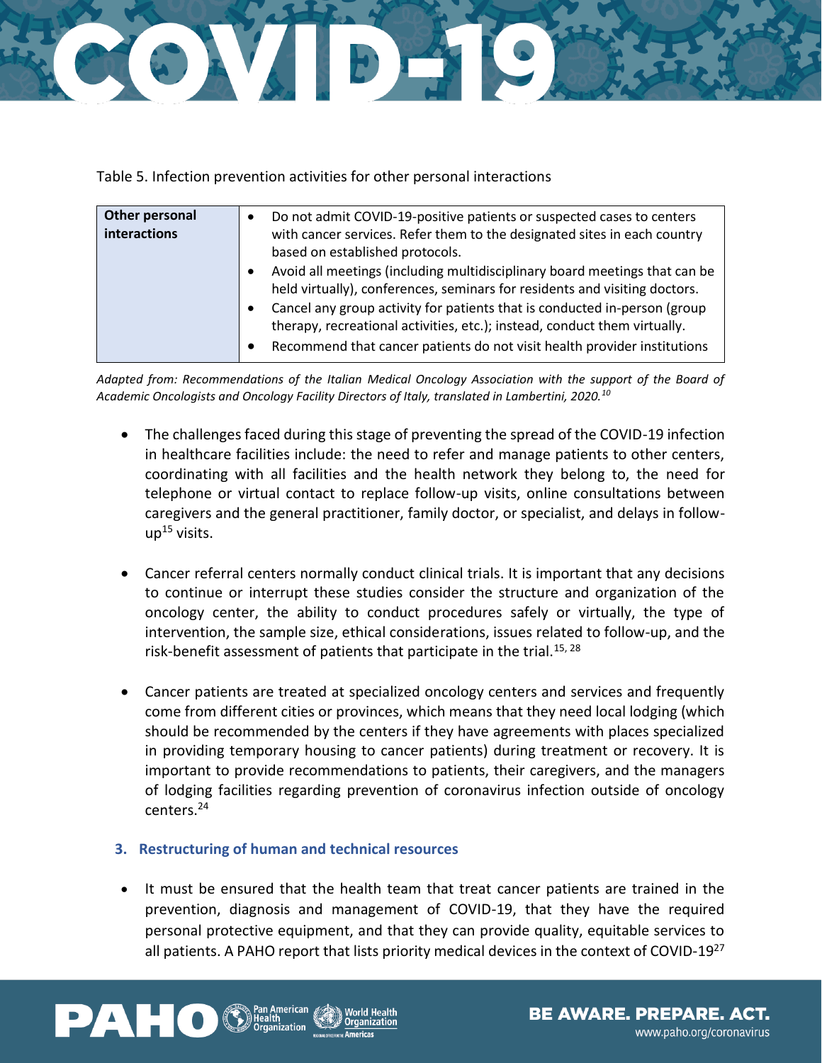Table 5. Infection prevention activities for other personal interactions

| Other personal interactions | |
|---|---|
| | • Do not admit COVID-19-positive patients or suspected cases to centers with cancer services. Refer them to the designated sites in each country based on established protocols.<br>• Avoid all meetings (including multidisciplinary board meetings that can be held virtually), conferences, seminars for residents and visiting doctors.<br>• Cancel any group activity for patients that is conducted in-person (group therapy, recreational activities, etc.); instead, conduct them virtually.<br>• Recommend that cancer patients do not visit health provider institutions |

*Adapted from: Recommendations of the Italian Medical Oncology Association with the support of the Board of Academic Oncologists and Oncology Facility Directors of Italy, translated in Lambertini, 2020.*[10]

- The challenges faced during this stage of preventing the spread of the COVID-19 infection in healthcare facilities include: the need to refer and manage patients to other centers, coordinating with all facilities and the health network they belong to, the need for telephone or virtual contact to replace follow-up visits, online consultations between caregivers and the general practitioner, family doctor, or specialist, and delays in follow-up[15] visits.

- Cancer referral centers normally conduct clinical trials. It is important that any decisions to continue or interrupt these studies consider the structure and organization of the oncology center, the ability to conduct procedures safely or virtually, the type of intervention, the sample size, ethical considerations, issues related to follow-up, and the risk-benefit assessment of patients that participate in the trial.[15, 28]

- Cancer patients are treated at specialized oncology centers and services and frequently come from different cities or provinces, which means that they need local lodging (which should be recommended by the centers if they have agreements with places specialized in providing temporary housing to cancer patients) during treatment or recovery. It is important to provide recommendations to patients, their caregivers, and the managers of lodging facilities regarding prevention of coronavirus infection outside of oncology centers.[24]

### 3. Restructuring of human and technical resources

- It must be ensured that the health team that treat cancer patients are trained in the prevention, diagnosis and management of COVID-19, that they have the required personal protective equipment, and that they can provide quality, equitable services to all patients. A PAHO report that lists priority medical devices in the context of COVID-19[27]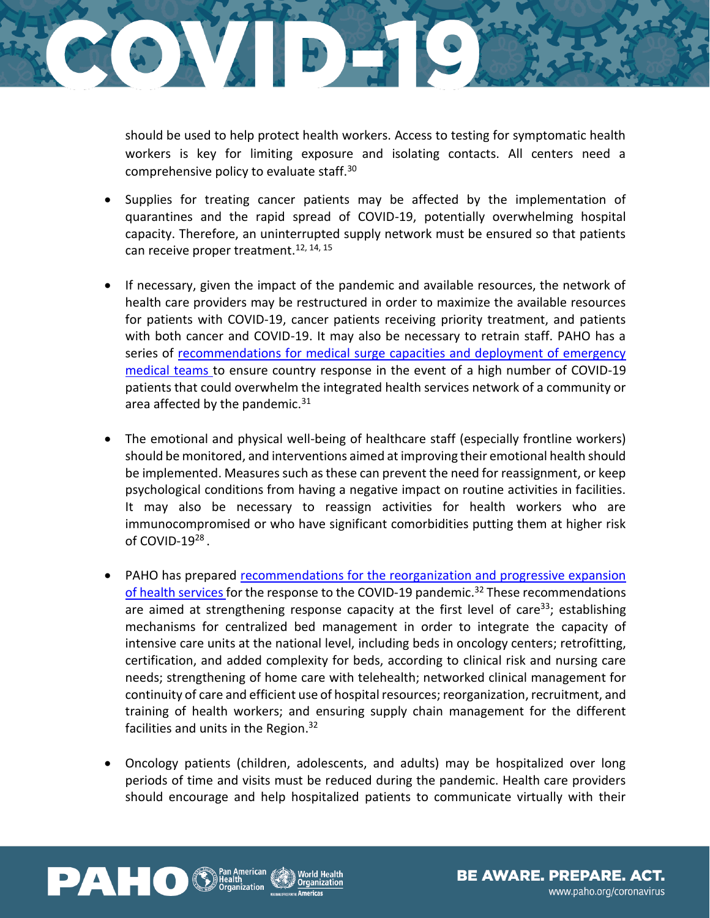should be used to help protect health workers. Access to testing for symptomatic health workers is key for limiting exposure and isolating contacts. All centers need a comprehensive policy to evaluate staff.[30]

- Supplies for treating cancer patients may be affected by the implementation of quarantines and the rapid spread of COVID-19, potentially overwhelming hospital capacity. Therefore, an uninterrupted supply network must be ensured so that patients can receive proper treatment.[12, 14, 15]

- If necessary, given the impact of the pandemic and available resources, the network of health care providers may be restructured in order to maximize the available resources for patients with COVID-19, cancer patients receiving priority treatment, and patients with both cancer and COVID-19. It may also be necessary to retrain staff. PAHO has a series of recommendations for medical surge capacities and deployment of emergency medical teams to ensure country response in the event of a high number of COVID-19 patients that could overwhelm the integrated health services network of a community or area affected by the pandemic.[31]

- The emotional and physical well-being of healthcare staff (especially frontline workers) should be monitored, and interventions aimed at improving their emotional health should be implemented. Measures such as these can prevent the need for reassignment, or keep psychological conditions from having a negative impact on routine activities in facilities. It may also be necessary to reassign activities for health workers who are immunocompromised or who have significant comorbidities putting them at higher risk of COVID-19[28].

- PAHO has prepared recommendations for the reorganization and progressive expansion of health services for the response to the COVID-19 pandemic.[32] These recommendations are aimed at strengthening response capacity at the first level of care[33]; establishing mechanisms for centralized bed management in order to integrate the capacity of intensive care units at the national level, including beds in oncology centers; retrofitting, certification, and added complexity for beds, according to clinical risk and nursing care needs; strengthening of home care with telehealth; networked clinical management for continuity of care and efficient use of hospital resources; reorganization, recruitment, and training of health workers; and ensuring supply chain management for the different facilities and units in the Region.[32]

- Oncology patients (children, adolescents, and adults) may be hospitalized over long periods of time and visits must be reduced during the pandemic. Health care providers should encourage and help hospitalized patients to communicate virtually with their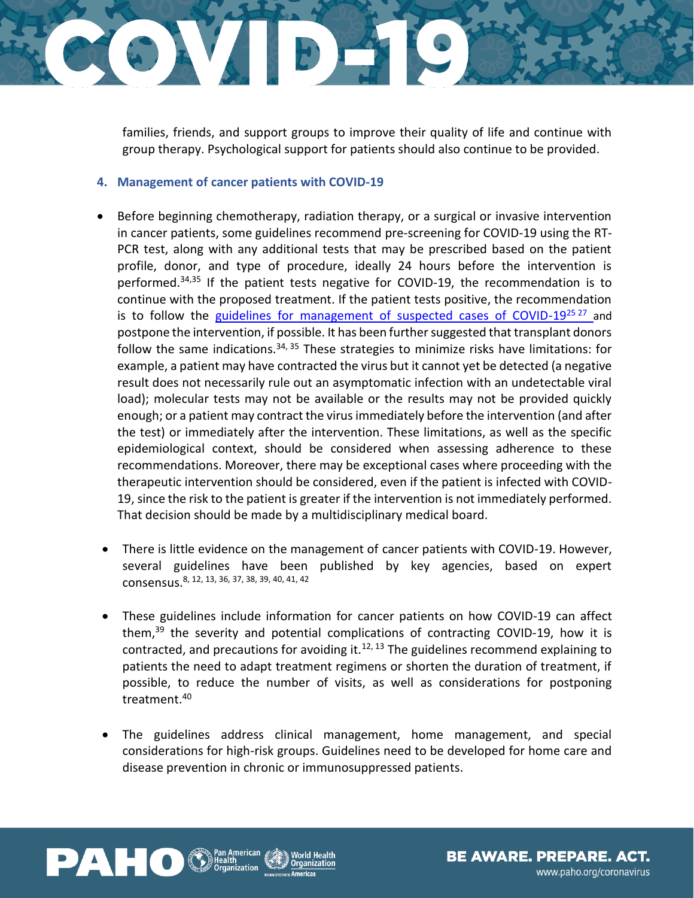families, friends, and support groups to improve their quality of life and continue with group therapy. Psychological support for patients should also continue to be provided.

### 4. Management of cancer patients with COVID-19

- Before beginning chemotherapy, radiation therapy, or a surgical or invasive intervention in cancer patients, some guidelines recommend pre-screening for COVID-19 using the RT-PCR test, along with any additional tests that may be prescribed based on the patient profile, donor, and type of procedure, ideally 24 hours before the intervention is performed.[34,35] If the patient tests negative for COVID-19, the recommendation is to continue with the proposed treatment. If the patient tests positive, the recommendation is to follow the guidelines for management of suspected cases of COVID-19[25 27] and postpone the intervention, if possible. It has been further suggested that transplant donors follow the same indications.[34, 35] These strategies to minimize risks have limitations: for example, a patient may have contracted the virus but it cannot yet be detected (a negative result does not necessarily rule out an asymptomatic infection with an undetectable viral load); molecular tests may not be available or the results may not be provided quickly enough; or a patient may contract the virus immediately before the intervention (and after the test) or immediately after the intervention. These limitations, as well as the specific epidemiological context, should be considered when assessing adherence to these recommendations. Moreover, there may be exceptional cases where proceeding with the therapeutic intervention should be considered, even if the patient is infected with COVID-19, since the risk to the patient is greater if the intervention is not immediately performed. That decision should be made by a multidisciplinary medical board.

- There is little evidence on the management of cancer patients with COVID-19. However, several guidelines have been published by key agencies, based on expert consensus.[8, 12, 13, 36, 37, 38, 39, 40, 41, 42]

- These guidelines include information for cancer patients on how COVID-19 can affect them,[39] the severity and potential complications of contracting COVID-19, how it is contracted, and precautions for avoiding it.[12, 13] The guidelines recommend explaining to patients the need to adapt treatment regimens or shorten the duration of treatment, if possible, to reduce the number of visits, as well as considerations for postponing treatment.[40]

- The guidelines address clinical management, home management, and special considerations for high-risk groups. Guidelines need to be developed for home care and disease prevention in chronic or immunosuppressed patients.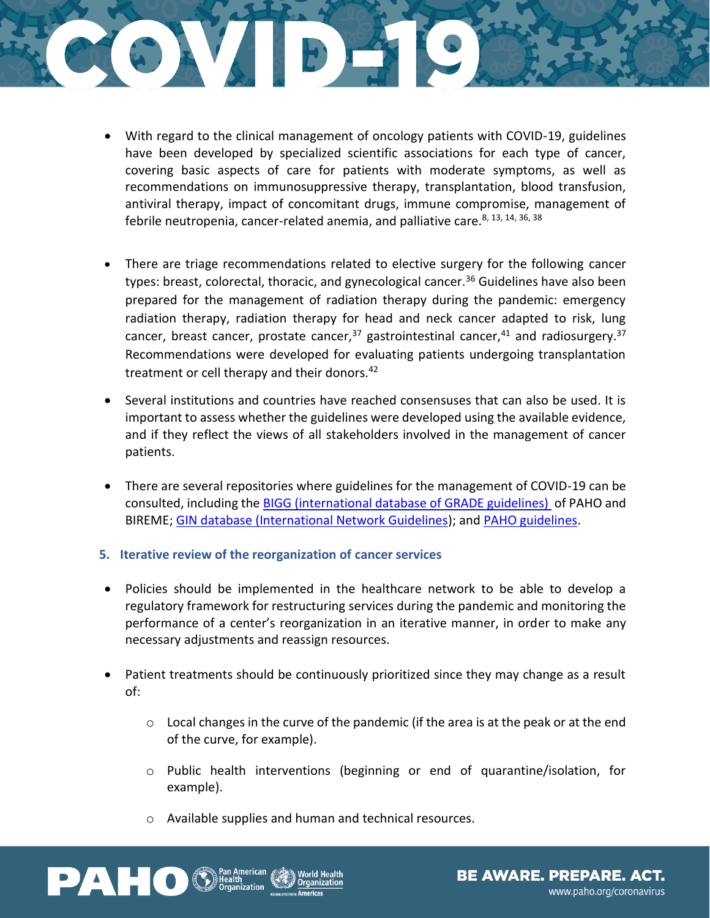- With regard to the clinical management of oncology patients with COVID-19, guidelines have been developed by specialized scientific associations for each type of cancer, covering basic aspects of care for patients with moderate symptoms, as well as recommendations on immunosuppressive therapy, transplantation, blood transfusion, antiviral therapy, impact of concomitant drugs, immune compromise, management of febrile neutropenia, cancer-related anemia, and palliative care.[8, 13, 14, 36, 38]

- There are triage recommendations related to elective surgery for the following cancer types: breast, colorectal, thoracic, and gynecological cancer.[36] Guidelines have also been prepared for the management of radiation therapy during the pandemic: emergency radiation therapy, radiation therapy for head and neck cancer adapted to risk, lung cancer, breast cancer, prostate cancer,[37] gastrointestinal cancer,[41] and radiosurgery.[37] Recommendations were developed for evaluating patients undergoing transplantation treatment or cell therapy and their donors.[42]

- Several institutions and countries have reached consensuses that can also be used. It is important to assess whether the guidelines were developed using the available evidence, and if they reflect the views of all stakeholders involved in the management of cancer patients.

- There are several repositories where guidelines for the management of COVID-19 can be consulted, including the BIGG (international database of GRADE guidelines) of PAHO and BIREME; GIN database (International Network Guidelines); and PAHO guidelines.

### 5. Iterative review of the reorganization of cancer services

- Policies should be implemented in the healthcare network to be able to develop a regulatory framework for restructuring services during the pandemic and monitoring the performance of a center's reorganization in an iterative manner, in order to make any necessary adjustments and reassign resources.

- Patient treatments should be continuously prioritized since they may change as a result of:

  - Local changes in the curve of the pandemic (if the area is at the peak or at the end of the curve, for example).

  - Public health interventions (beginning or end of quarantine/isolation, for example).

  - Available supplies and human and technical resources.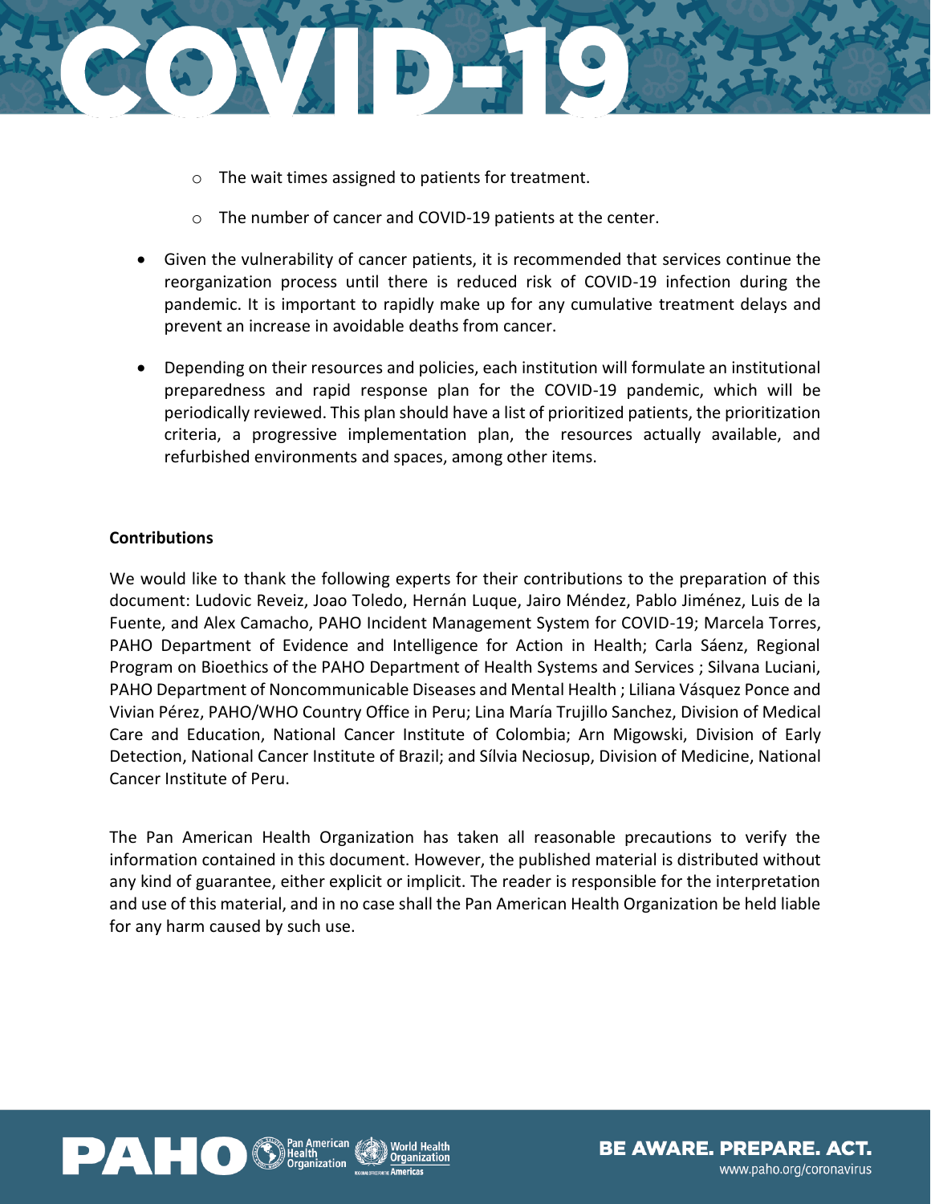- The wait times assigned to patients for treatment.
    - The number of cancer and COVID-19 patients at the center.

- Given the vulnerability of cancer patients, it is recommended that services continue the reorganization process until there is reduced risk of COVID-19 infection during the pandemic. It is important to rapidly make up for any cumulative treatment delays and prevent an increase in avoidable deaths from cancer.

- Depending on their resources and policies, each institution will formulate an institutional preparedness and rapid response plan for the COVID-19 pandemic, which will be periodically reviewed. This plan should have a list of prioritized patients, the prioritization criteria, a progressive implementation plan, the resources actually available, and refurbished environments and spaces, among other items.

**Contributions**

We would like to thank the following experts for their contributions to the preparation of this document: Ludovic Reveiz, Joao Toledo, Hernán Luque, Jairo Méndez, Pablo Jiménez, Luis de la Fuente, and Alex Camacho, PAHO Incident Management System for COVID-19; Marcela Torres, PAHO Department of Evidence and Intelligence for Action in Health; Carla Sáenz, Regional Program on Bioethics of the PAHO Department of Health Systems and Services ; Silvana Luciani, PAHO Department of Noncommunicable Diseases and Mental Health ; Liliana Vásquez Ponce and Vivian Pérez, PAHO/WHO Country Office in Peru; Lina María Trujillo Sanchez, Division of Medical Care and Education, National Cancer Institute of Colombia; Arn Migowski, Division of Early Detection, National Cancer Institute of Brazil; and Sílvia Neciosup, Division of Medicine, National Cancer Institute of Peru.

The Pan American Health Organization has taken all reasonable precautions to verify the information contained in this document. However, the published material is distributed without any kind of guarantee, either explicit or implicit. The reader is responsible for the interpretation and use of this material, and in no case shall the Pan American Health Organization be held liable for any harm caused by such use.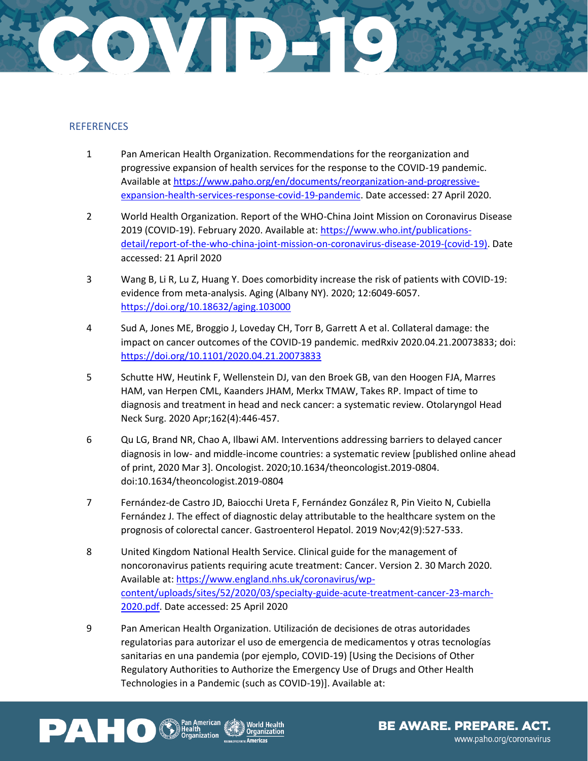## REFERENCES

1. Pan American Health Organization. Recommendations for the reorganization and progressive expansion of health services for the response to the COVID-19 pandemic. Available at https://www.paho.org/en/documents/reorganization-and-progressive-expansion-health-services-response-covid-19-pandemic. Date accessed: 27 April 2020.

2. World Health Organization. Report of the WHO-China Joint Mission on Coronavirus Disease 2019 (COVID-19). February 2020. Available at: https://www.who.int/publications-detail/report-of-the-who-china-joint-mission-on-coronavirus-disease-2019-(covid-19). Date accessed: 21 April 2020

3. Wang B, Li R, Lu Z, Huang Y. Does comorbidity increase the risk of patients with COVID-19: evidence from meta-analysis. Aging (Albany NY). 2020; 12:6049-6057. https://doi.org/10.18632/aging.103000

4. Sud A, Jones ME, Broggio J, Loveday CH, Torr B, Garrett A et al. Collateral damage: the impact on cancer outcomes of the COVID-19 pandemic. medRxiv 2020.04.21.20073833; doi: https://doi.org/10.1101/2020.04.21.20073833

5. Schutte HW, Heutink F, Wellenstein DJ, van den Broek GB, van den Hoogen FJA, Marres HAM, van Herpen CML, Kaanders JHAM, Merkx TMAW, Takes RP. Impact of time to diagnosis and treatment in head and neck cancer: a systematic review. Otolaryngol Head Neck Surg. 2020 Apr;162(4):446-457.

6. Qu LG, Brand NR, Chao A, Ilbawi AM. Interventions addressing barriers to delayed cancer diagnosis in low- and middle-income countries: a systematic review [published online ahead of print, 2020 Mar 3]. Oncologist. 2020;10.1634/theoncologist.2019-0804. doi:10.1634/theoncologist.2019-0804

7. Fernández-de Castro JD, Baiocchi Ureta F, Fernández González R, Pin Vieito N, Cubiella Fernández J. The effect of diagnostic delay attributable to the healthcare system on the prognosis of colorectal cancer. Gastroenterol Hepatol. 2019 Nov;42(9):527-533.

8. United Kingdom National Health Service. Clinical guide for the management of noncoronavirus patients requiring acute treatment: Cancer. Version 2. 30 March 2020. Available at: https://www.england.nhs.uk/coronavirus/wp-content/uploads/sites/52/2020/03/specialty-guide-acute-treatment-cancer-23-march-2020.pdf. Date accessed: 25 April 2020

9. Pan American Health Organization. Utilización de decisiones de otras autoridades regulatorias para autorizar el uso de emergencia de medicamentos y otras tecnologías sanitarias en una pandemia (por ejemplo, COVID-19) [Using the Decisions of Other Regulatory Authorities to Authorize the Emergency Use of Drugs and Other Health Technologies in a Pandemic (such as COVID-19)]. Available at: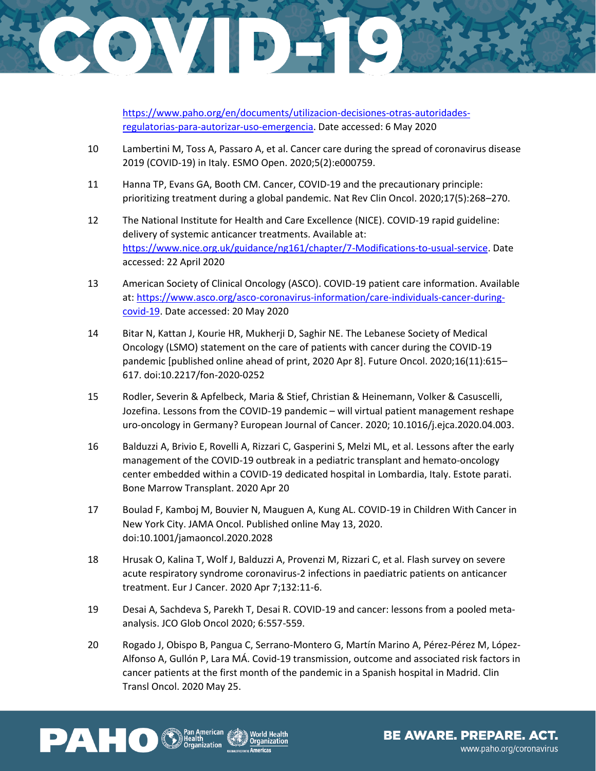https://www.paho.org/en/documents/utilizacion-decisiones-otras-autoridades-regulatorias-para-autorizar-uso-emergencia. Date accessed: 6 May 2020

10. Lambertini M, Toss A, Passaro A, et al. Cancer care during the spread of coronavirus disease 2019 (COVID-19) in Italy. ESMO Open. 2020;5(2):e000759.

11. Hanna TP, Evans GA, Booth CM. Cancer, COVID-19 and the precautionary principle: prioritizing treatment during a global pandemic. Nat Rev Clin Oncol. 2020;17(5):268–270.

12. The National Institute for Health and Care Excellence (NICE). COVID-19 rapid guideline: delivery of systemic anticancer treatments. Available at: https://www.nice.org.uk/guidance/ng161/chapter/7-Modifications-to-usual-service. Date accessed: 22 April 2020

13. American Society of Clinical Oncology (ASCO). COVID-19 patient care information. Available at: https://www.asco.org/asco-coronavirus-information/care-individuals-cancer-during-covid-19. Date accessed: 20 May 2020

14. Bitar N, Kattan J, Kourie HR, Mukherji D, Saghir NE. The Lebanese Society of Medical Oncology (LSMO) statement on the care of patients with cancer during the COVID-19 pandemic [published online ahead of print, 2020 Apr 8]. Future Oncol. 2020;16(11):615–617. doi:10.2217/fon-2020-0252

15. Rodler, Severin & Apfelbeck, Maria & Stief, Christian & Heinemann, Volker & Casuscelli, Jozefina. Lessons from the COVID-19 pandemic – will virtual patient management reshape uro-oncology in Germany? European Journal of Cancer. 2020; 10.1016/j.ejca.2020.04.003.

16. Balduzzi A, Brivio E, Rovelli A, Rizzari C, Gasperini S, Melzi ML, et al. Lessons after the early management of the COVID-19 outbreak in a pediatric transplant and hemato-oncology center embedded within a COVID-19 dedicated hospital in Lombardia, Italy. Estote parati. Bone Marrow Transplant. 2020 Apr 20

17. Boulad F, Kamboj M, Bouvier N, Mauguen A, Kung AL. COVID-19 in Children With Cancer in New York City. JAMA Oncol. Published online May 13, 2020. doi:10.1001/jamaoncol.2020.2028

18. Hrusak O, Kalina T, Wolf J, Balduzzi A, Provenzi M, Rizzari C, et al. Flash survey on severe acute respiratory syndrome coronavirus-2 infections in paediatric patients on anticancer treatment. Eur J Cancer. 2020 Apr 7;132:11-6.

19. Desai A, Sachdeva S, Parekh T, Desai R. COVID-19 and cancer: lessons from a pooled meta-analysis. JCO Glob Oncol 2020; 6:557-559.

20. Rogado J, Obispo B, Pangua C, Serrano-Montero G, Martín Marino A, Pérez-Pérez M, López-Alfonso A, Gullón P, Lara MÁ. Covid-19 transmission, outcome and associated risk factors in cancer patients at the first month of the pandemic in a Spanish hospital in Madrid. Clin Transl Oncol. 2020 May 25.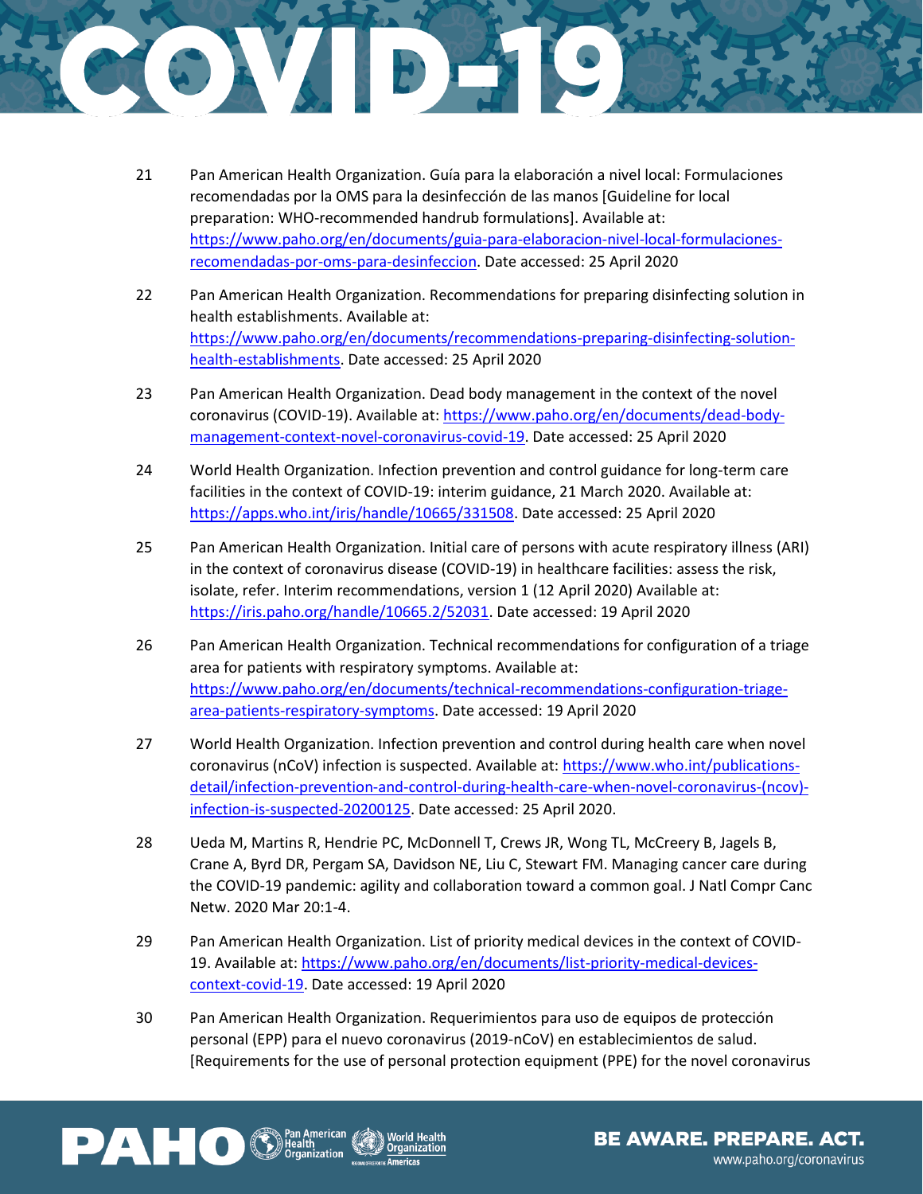21 Pan American Health Organization. Guía para la elaboración a nivel local: Formulaciones recomendadas por la OMS para la desinfección de las manos [Guideline for local preparation: WHO-recommended handrub formulations]. Available at: https://www.paho.org/en/documents/guia-para-elaboracion-nivel-local-formulaciones-recomendadas-por-oms-para-desinfeccion. Date accessed: 25 April 2020

22 Pan American Health Organization. Recommendations for preparing disinfecting solution in health establishments. Available at: https://www.paho.org/en/documents/recommendations-preparing-disinfecting-solution-health-establishments. Date accessed: 25 April 2020

23 Pan American Health Organization. Dead body management in the context of the novel coronavirus (COVID-19). Available at: https://www.paho.org/en/documents/dead-body-management-context-novel-coronavirus-covid-19. Date accessed: 25 April 2020

24 World Health Organization. Infection prevention and control guidance for long-term care facilities in the context of COVID-19: interim guidance, 21 March 2020. Available at: https://apps.who.int/iris/handle/10665/331508. Date accessed: 25 April 2020

25 Pan American Health Organization. Initial care of persons with acute respiratory illness (ARI) in the context of coronavirus disease (COVID-19) in healthcare facilities: assess the risk, isolate, refer. Interim recommendations, version 1 (12 April 2020) Available at: https://iris.paho.org/handle/10665.2/52031. Date accessed: 19 April 2020

26 Pan American Health Organization. Technical recommendations for configuration of a triage area for patients with respiratory symptoms. Available at: https://www.paho.org/en/documents/technical-recommendations-configuration-triage-area-patients-respiratory-symptoms. Date accessed: 19 April 2020

27 World Health Organization. Infection prevention and control during health care when novel coronavirus (nCoV) infection is suspected. Available at: https://www.who.int/publications-detail/infection-prevention-and-control-during-health-care-when-novel-coronavirus-(ncov)-infection-is-suspected-20200125. Date accessed: 25 April 2020.

28 Ueda M, Martins R, Hendrie PC, McDonnell T, Crews JR, Wong TL, McCreery B, Jagels B, Crane A, Byrd DR, Pergam SA, Davidson NE, Liu C, Stewart FM. Managing cancer care during the COVID-19 pandemic: agility and collaboration toward a common goal. J Natl Compr Canc Netw. 2020 Mar 20:1-4.

29 Pan American Health Organization. List of priority medical devices in the context of COVID-19. Available at: https://www.paho.org/en/documents/list-priority-medical-devices-context-covid-19. Date accessed: 19 April 2020

30 Pan American Health Organization. Requerimientos para uso de equipos de protección personal (EPP) para el nuevo coronavirus (2019-nCoV) en establecimientos de salud. [Requirements for the use of personal protection equipment (PPE) for the novel coronavirus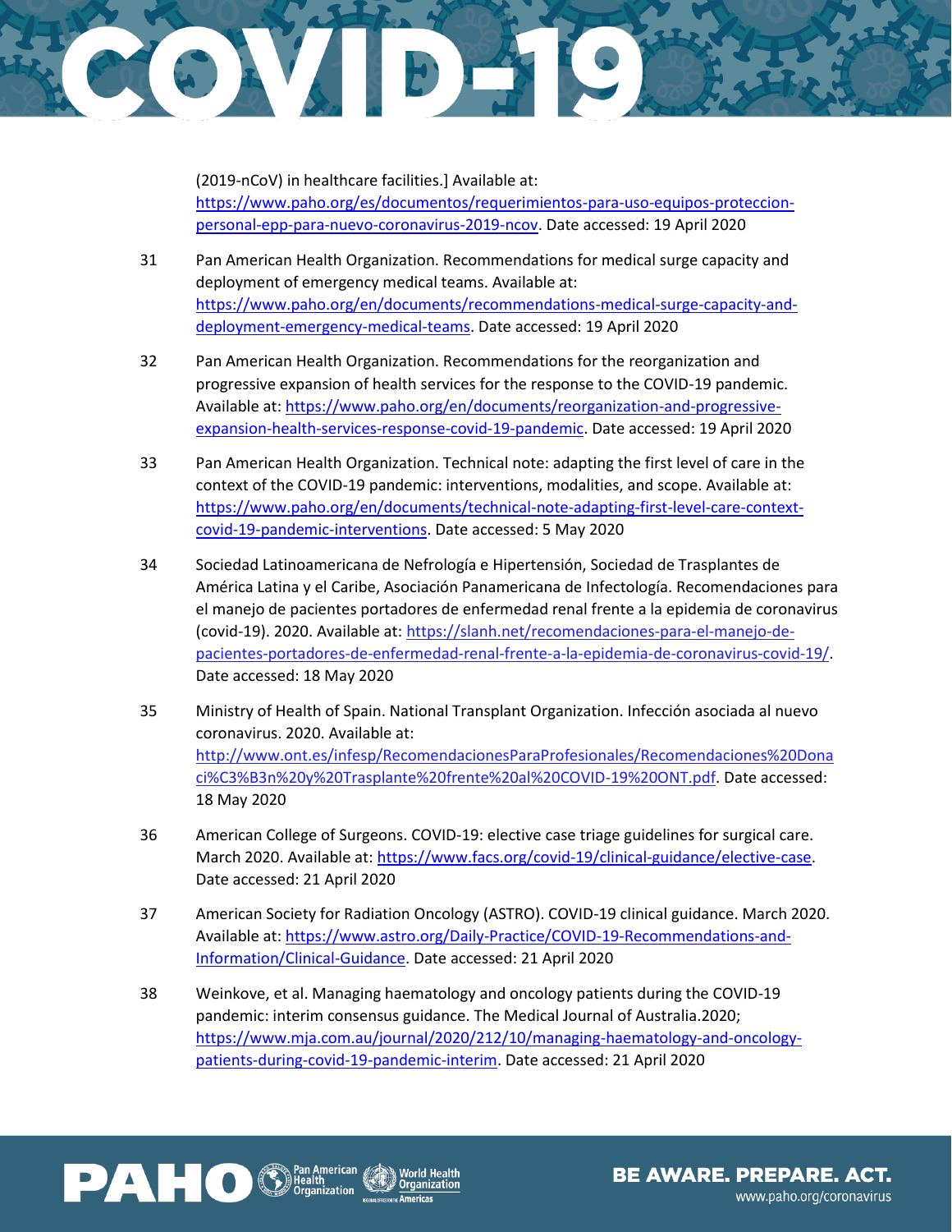(2019-nCoV) in healthcare facilities.] Available at: https://www.paho.org/es/documentos/requerimientos-para-uso-equipos-proteccion-personal-epp-para-nuevo-coronavirus-2019-ncov. Date accessed: 19 April 2020

31 Pan American Health Organization. Recommendations for medical surge capacity and deployment of emergency medical teams. Available at: https://www.paho.org/en/documents/recommendations-medical-surge-capacity-and-deployment-emergency-medical-teams. Date accessed: 19 April 2020

32 Pan American Health Organization. Recommendations for the reorganization and progressive expansion of health services for the response to the COVID-19 pandemic. Available at: https://www.paho.org/en/documents/reorganization-and-progressive-expansion-health-services-response-covid-19-pandemic. Date accessed: 19 April 2020

33 Pan American Health Organization. Technical note: adapting the first level of care in the context of the COVID-19 pandemic: interventions, modalities, and scope. Available at: https://www.paho.org/en/documents/technical-note-adapting-first-level-care-context-covid-19-pandemic-interventions. Date accessed: 5 May 2020

34 Sociedad Latinoamericana de Nefrología e Hipertensión, Sociedad de Trasplantes de América Latina y el Caribe, Asociación Panamericana de Infectología. Recomendaciones para el manejo de pacientes portadores de enfermedad renal frente a la epidemia de coronavirus (covid-19). 2020. Available at: https://slanh.net/recomendaciones-para-el-manejo-de-pacientes-portadores-de-enfermedad-renal-frente-a-la-epidemia-de-coronavirus-covid-19/. Date accessed: 18 May 2020

35 Ministry of Health of Spain. National Transplant Organization. Infección asociada al nuevo coronavirus. 2020. Available at: http://www.ont.es/infesp/RecomendacionesParaProfesionales/Recomendaciones%20Donaci%C3%B3n%20y%20Trasplante%20frente%20al%20COVID-19%20ONT.pdf. Date accessed: 18 May 2020

36 American College of Surgeons. COVID-19: elective case triage guidelines for surgical care. March 2020. Available at: https://www.facs.org/covid-19/clinical-guidance/elective-case. Date accessed: 21 April 2020

37 American Society for Radiation Oncology (ASTRO). COVID-19 clinical guidance. March 2020. Available at: https://www.astro.org/Daily-Practice/COVID-19-Recommendations-and-Information/Clinical-Guidance. Date accessed: 21 April 2020

38 Weinkove, et al. Managing haematology and oncology patients during the COVID-19 pandemic: interim consensus guidance. The Medical Journal of Australia.2020; https://www.mja.com.au/journal/2020/212/10/managing-haematology-and-oncology-patients-during-covid-19-pandemic-interim. Date accessed: 21 April 2020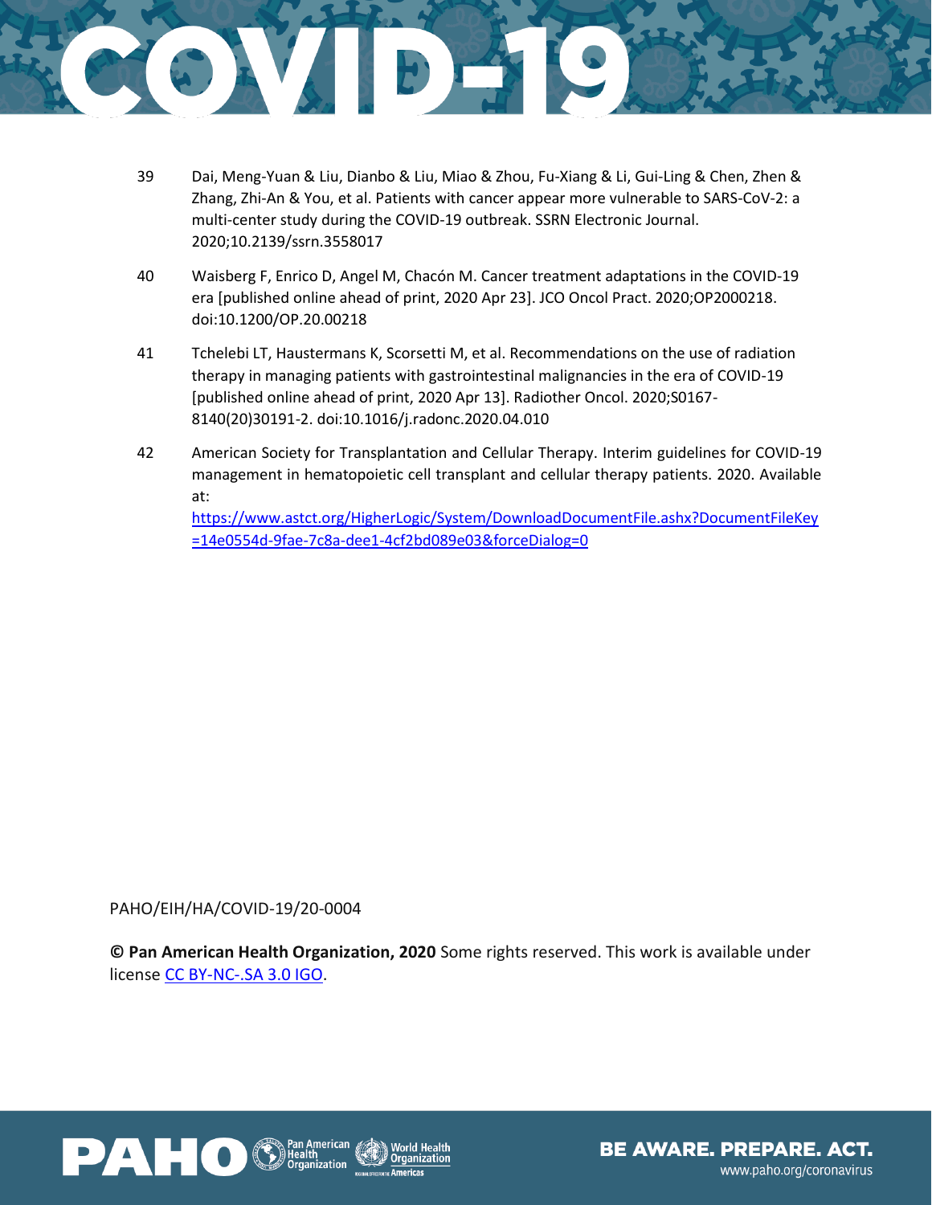39 Dai, Meng-Yuan & Liu, Dianbo & Liu, Miao & Zhou, Fu-Xiang & Li, Gui-Ling & Chen, Zhen & Zhang, Zhi-An & You, et al. Patients with cancer appear more vulnerable to SARS-CoV-2: a multi-center study during the COVID-19 outbreak. SSRN Electronic Journal. 2020;10.2139/ssrn.3558017

40 Waisberg F, Enrico D, Angel M, Chacón M. Cancer treatment adaptations in the COVID-19 era [published online ahead of print, 2020 Apr 23]. JCO Oncol Pract. 2020;OP2000218. doi:10.1200/OP.20.00218

41 Tchelebi LT, Haustermans K, Scorsetti M, et al. Recommendations on the use of radiation therapy in managing patients with gastrointestinal malignancies in the era of COVID-19 [published online ahead of print, 2020 Apr 13]. Radiother Oncol. 2020;S0167-8140(20)30191-2. doi:10.1016/j.radonc.2020.04.010

42 American Society for Transplantation and Cellular Therapy. Interim guidelines for COVID-19 management in hematopoietic cell transplant and cellular therapy patients. 2020. Available at: https://www.astct.org/HigherLogic/System/DownloadDocumentFile.ashx?DocumentFileKey=14e0554d-9fae-7c8a-dee1-4cf2bd089e03&forceDialog=0

PAHO/EIH/HA/COVID-19/20-0004

**© Pan American Health Organization, 2020** Some rights reserved. This work is available under license CC BY-NC-.SA 3.0 IGO.